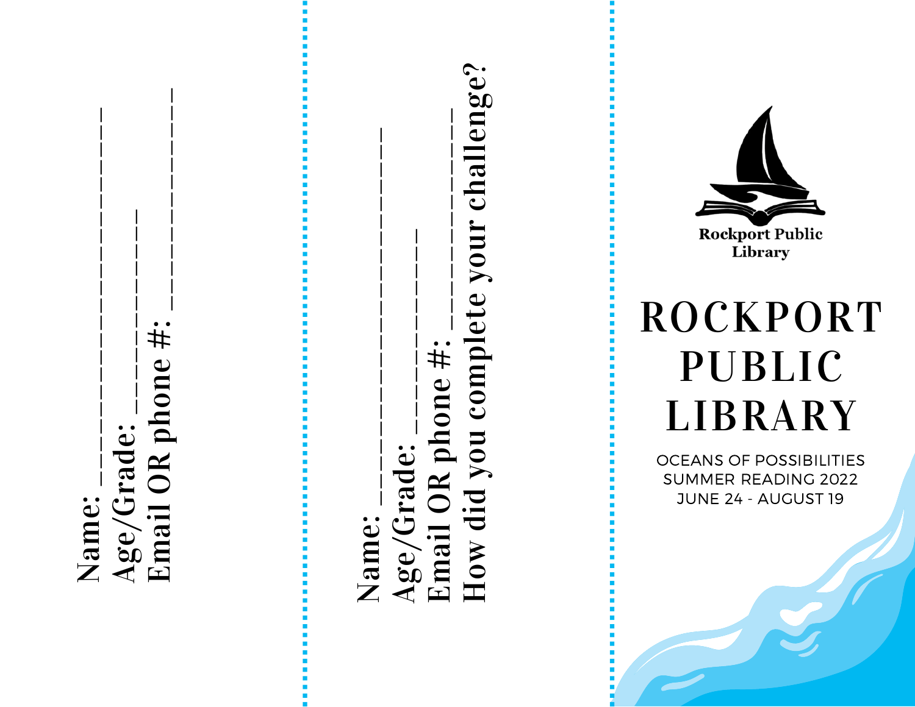Name: ______________

Age/Grade: ________

Email OR phone #: ____________

---

Name: ______________

Age/Grade: ________

Email OR phone #: ____________

How did you complete your challenge?

---

Rockport Public Library

# ROCKPORT PUBLIC LIBRARY

OCEANS OF POSSIBILITIES
SUMMER READING 2022
JUNE 24 - AUGUST 19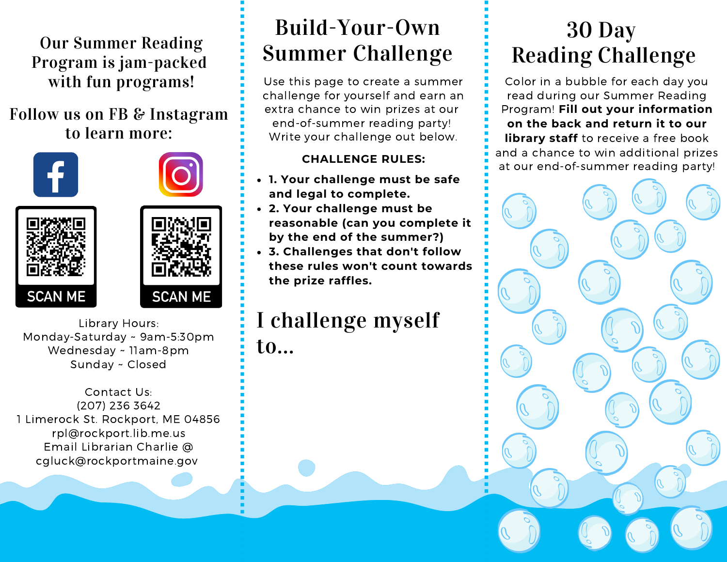Our Summer Reading Program is jam-packed with fun programs!

Follow us on FB & Instagram to learn more:

SCAN ME

SCAN ME

Library Hours:
Monday-Saturday ~ 9am-5:30pm
Wednesday ~ 11am-8pm
Sunday ~ Closed

Contact Us:
(207) 236 3642
1 Limerock St. Rockport, ME 04856
rpl@rockport.lib.me.us
Email Librarian Charlie @
cgluck@rockportmaine.gov

# Build-Your-Own Summer Challenge

Use this page to create a summer challenge for yourself and earn an extra chance to win prizes at our end-of-summer reading party! Write your challenge out below.

**CHALLENGE RULES:**

- **1. Your challenge must be safe and legal to complete.**
- **2. Your challenge must be reasonable (can you complete it by the end of the summer?)**
- **3. Challenges that don't follow these rules won't count towards the prize raffles.**

## I challenge myself to...

# 30 Day Reading Challenge

Color in a bubble for each day you read during our Summer Reading Program! **Fill out your information on the back and return it to our library staff** to receive a free book and a chance to win additional prizes at our end-of-summer reading party!